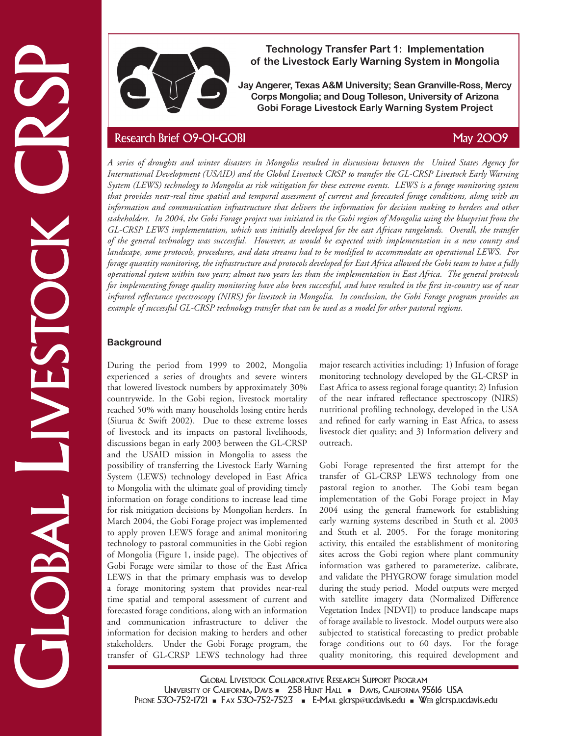# Technology Transfer Part 1: Implementation of the Livestock Early Warning System in Mongolia

**Jay Angerer, Texas A&M University; Sean Granville-Ross, Mercy Corps Mongolia; and Doug Tolleson, University of Arizona**
**Gobi Forage Livestock Early Warning System Project**

Research Brief 09-01-GOBI — May 2009

*A series of droughts and winter disasters in Mongolia resulted in discussions between the United States Agency for International Development (USAID) and the Global Livestock CRSP to transfer the GL-CRSP Livestock Early Warning System (LEWS) technology to Mongolia as risk mitigation for these extreme events. LEWS is a forage monitoring system that provides near-real time spatial and temporal assessment of current and forecasted forage conditions, along with an information and communication infrastructure that delivers the information for decision making to herders and other stakeholders. In 2004, the Gobi Forage project was initiated in the Gobi region of Mongolia using the blueprint from the GL-CRSP LEWS implementation, which was initially developed for the east African rangelands. Overall, the transfer of the general technology was successful. However, as would be expected with implementation in a new county and landscape, some protocols, procedures, and data streams had to be modified to accommodate an operational LEWS. For forage quantity monitoring, the infrastructure and protocols developed for East Africa allowed the Gobi team to have a fully operational system within two years; almost two years less than the implementation in East Africa. The general protocols for implementing forage quality monitoring have also been successful, and have resulted in the first in-country use of near infrared reflectance spectroscopy (NIRS) for livestock in Mongolia. In conclusion, the Gobi Forage program provides an example of successful GL-CRSP technology transfer that can be used as a model for other pastoral regions.*

## Background

During the period from 1999 to 2002, Mongolia experienced a series of droughts and severe winters that lowered livestock numbers by approximately 30% countrywide. In the Gobi region, livestock mortality reached 50% with many households losing entire herds (Siurua & Swift 2002). Due to these extreme losses of livestock and its impacts on pastoral livelihoods, discussions began in early 2003 between the GL-CRSP and the USAID mission in Mongolia to assess the possibility of transferring the Livestock Early Warning System (LEWS) technology developed in East Africa to Mongolia with the ultimate goal of providing timely information on forage conditions to increase lead time for risk mitigation decisions by Mongolian herders. In March 2004, the Gobi Forage project was implemented to apply proven LEWS forage and animal monitoring technology to pastoral communities in the Gobi region of Mongolia (Figure 1, inside page). The objectives of Gobi Forage were similar to those of the East Africa LEWS in that the primary emphasis was to develop a forage monitoring system that provides near-real time spatial and temporal assessment of current and forecasted forage conditions, along with an information and communication infrastructure to deliver the information for decision making to herders and other stakeholders. Under the Gobi Forage program, the transfer of GL-CRSP LEWS technology had three major research activities including: 1) Infusion of forage monitoring technology developed by the GL-CRSP in East Africa to assess regional forage quantity; 2) Infusion of the near infrared reflectance spectroscopy (NIRS) nutritional profiling technology, developed in the USA and refined for early warning in East Africa, to assess livestock diet quality; and 3) Information delivery and outreach.

Gobi Forage represented the first attempt for the transfer of GL-CRSP LEWS technology from one pastoral region to another. The Gobi team began implementation of the Gobi Forage project in May 2004 using the general framework for establishing early warning systems described in Stuth et al. 2003 and Stuth et al. 2005. For the forage monitoring activity, this entailed the establishment of monitoring sites across the Gobi region where plant community information was gathered to parameterize, calibrate, and validate the PHYGROW forage simulation model during the study period. Model outputs were merged with satellite imagery data (Normalized Difference Vegetation Index [NDVI]) to produce landscape maps of forage available to livestock. Model outputs were also subjected to statistical forecasting to predict probable forage conditions out to 60 days. For the forage quality monitoring, this required development and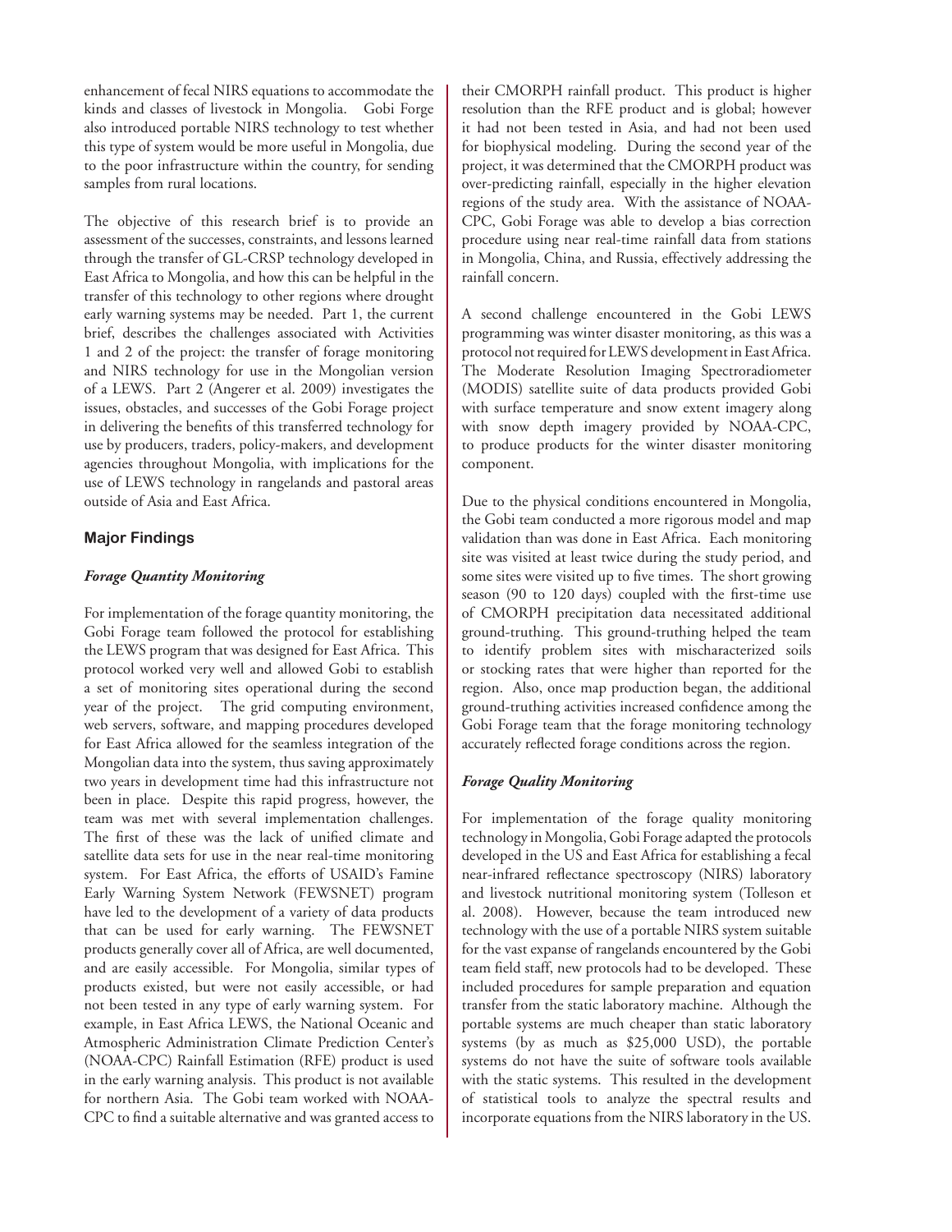enhancement of fecal NIRS equations to accommodate the kinds and classes of livestock in Mongolia. Gobi Forge also introduced portable NIRS technology to test whether this type of system would be more useful in Mongolia, due to the poor infrastructure within the country, for sending samples from rural locations.

The objective of this research brief is to provide an assessment of the successes, constraints, and lessons learned through the transfer of GL-CRSP technology developed in East Africa to Mongolia, and how this can be helpful in the transfer of this technology to other regions where drought early warning systems may be needed. Part 1, the current brief, describes the challenges associated with Activities 1 and 2 of the project: the transfer of forage monitoring and NIRS technology for use in the Mongolian version of a LEWS. Part 2 (Angerer et al. 2009) investigates the issues, obstacles, and successes of the Gobi Forage project in delivering the benefits of this transferred technology for use by producers, traders, policy-makers, and development agencies throughout Mongolia, with implications for the use of LEWS technology in rangelands and pastoral areas outside of Asia and East Africa.

## Major Findings

### *Forage Quantity Monitoring*

For implementation of the forage quantity monitoring, the Gobi Forage team followed the protocol for establishing the LEWS program that was designed for East Africa. This protocol worked very well and allowed Gobi to establish a set of monitoring sites operational during the second year of the project. The grid computing environment, web servers, software, and mapping procedures developed for East Africa allowed for the seamless integration of the Mongolian data into the system, thus saving approximately two years in development time had this infrastructure not been in place. Despite this rapid progress, however, the team was met with several implementation challenges. The first of these was the lack of unified climate and satellite data sets for use in the near real-time monitoring system. For East Africa, the efforts of USAID's Famine Early Warning System Network (FEWSNET) program have led to the development of a variety of data products that can be used for early warning. The FEWSNET products generally cover all of Africa, are well documented, and are easily accessible. For Mongolia, similar types of products existed, but were not easily accessible, or had not been tested in any type of early warning system. For example, in East Africa LEWS, the National Oceanic and Atmospheric Administration Climate Prediction Center's (NOAA-CPC) Rainfall Estimation (RFE) product is used in the early warning analysis. This product is not available for northern Asia. The Gobi team worked with NOAA-CPC to find a suitable alternative and was granted access to their CMORPH rainfall product. This product is higher resolution than the RFE product and is global; however it had not been tested in Asia, and had not been used for biophysical modeling. During the second year of the project, it was determined that the CMORPH product was over-predicting rainfall, especially in the higher elevation regions of the study area. With the assistance of NOAA-CPC, Gobi Forage was able to develop a bias correction procedure using near real-time rainfall data from stations in Mongolia, China, and Russia, effectively addressing the rainfall concern.

A second challenge encountered in the Gobi LEWS programming was winter disaster monitoring, as this was a protocol not required for LEWS development in East Africa. The Moderate Resolution Imaging Spectroradiometer (MODIS) satellite suite of data products provided Gobi with surface temperature and snow extent imagery along with snow depth imagery provided by NOAA-CPC, to produce products for the winter disaster monitoring component.

Due to the physical conditions encountered in Mongolia, the Gobi team conducted a more rigorous model and map validation than was done in East Africa. Each monitoring site was visited at least twice during the study period, and some sites were visited up to five times. The short growing season (90 to 120 days) coupled with the first-time use of CMORPH precipitation data necessitated additional ground-truthing. This ground-truthing helped the team to identify problem sites with mischaracterized soils or stocking rates that were higher than reported for the region. Also, once map production began, the additional ground-truthing activities increased confidence among the Gobi Forage team that the forage monitoring technology accurately reflected forage conditions across the region.

### *Forage Quality Monitoring*

For implementation of the forage quality monitoring technology in Mongolia, Gobi Forage adapted the protocols developed in the US and East Africa for establishing a fecal near-infrared reflectance spectroscopy (NIRS) laboratory and livestock nutritional monitoring system (Tolleson et al. 2008). However, because the team introduced new technology with the use of a portable NIRS system suitable for the vast expanse of rangelands encountered by the Gobi team field staff, new protocols had to be developed. These included procedures for sample preparation and equation transfer from the static laboratory machine. Although the portable systems are much cheaper than static laboratory systems (by as much as \$25,000 USD), the portable systems do not have the suite of software tools available with the static systems. This resulted in the development of statistical tools to analyze the spectral results and incorporate equations from the NIRS laboratory in the US.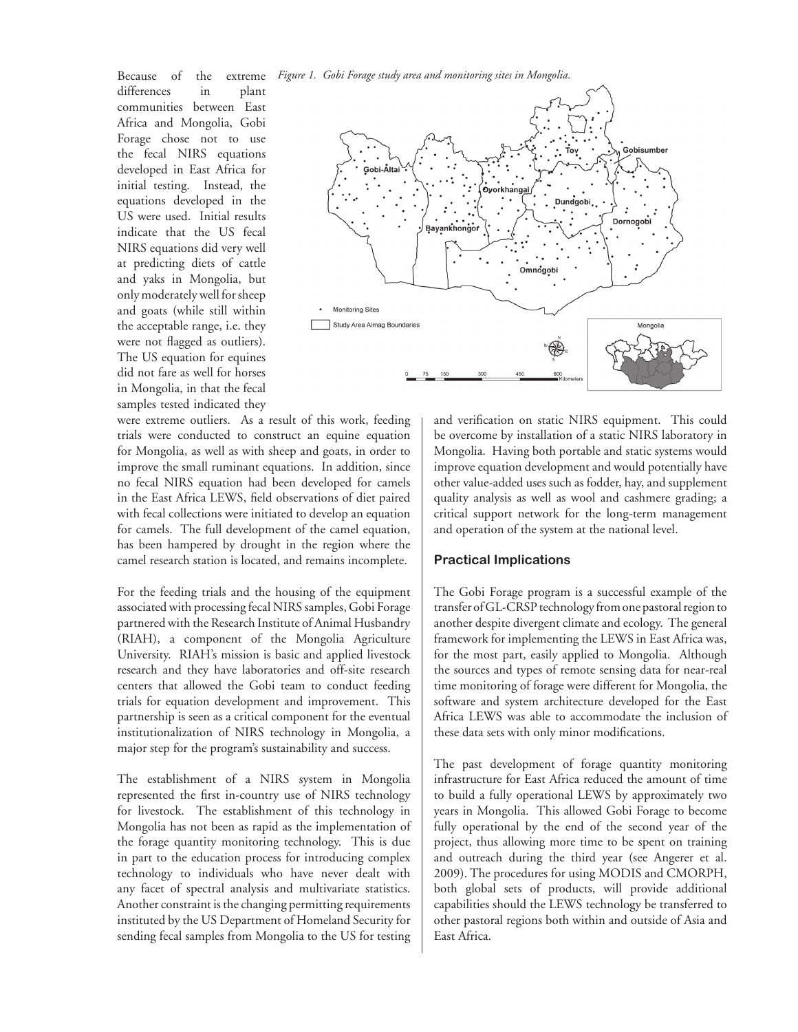Because of the extreme differences in plant communities between East Africa and Mongolia, Gobi Forage chose not to use the fecal NIRS equations developed in East Africa for initial testing. Instead, the equations developed in the US were used. Initial results indicate that the US fecal NIRS equations did very well at predicting diets of cattle and yaks in Mongolia, but only moderately well for sheep and goats (while still within the acceptable range, i.e. they were not flagged as outliers). The US equation for equines did not fare as well for horses in Mongolia, in that the fecal samples tested indicated they were extreme outliers. As a result of this work, feeding trials were conducted to construct an equine equation for Mongolia, as well as with sheep and goats, in order to improve the small ruminant equations. In addition, since no fecal NIRS equation had been developed for camels in the East Africa LEWS, field observations of diet paired with fecal collections were initiated to develop an equation for camels. The full development of the camel equation, has been hampered by drought in the region where the camel research station is located, and remains incomplete.

*Figure 1. Gobi Forage study area and monitoring sites in Mongolia.*

For the feeding trials and the housing of the equipment associated with processing fecal NIRS samples, Gobi Forage partnered with the Research Institute of Animal Husbandry (RIAH), a component of the Mongolia Agriculture University. RIAH's mission is basic and applied livestock research and they have laboratories and off-site research centers that allowed the Gobi team to conduct feeding trials for equation development and improvement. This partnership is seen as a critical component for the eventual institutionalization of NIRS technology in Mongolia, a major step for the program's sustainability and success.

The establishment of a NIRS system in Mongolia represented the first in-country use of NIRS technology for livestock. The establishment of this technology in Mongolia has not been as rapid as the implementation of the forage quantity monitoring technology. This is due in part to the education process for introducing complex technology to individuals who have never dealt with any facet of spectral analysis and multivariate statistics. Another constraint is the changing permitting requirements instituted by the US Department of Homeland Security for sending fecal samples from Mongolia to the US for testing and verification on static NIRS equipment. This could be overcome by installation of a static NIRS laboratory in Mongolia. Having both portable and static systems would improve equation development and would potentially have other value-added uses such as fodder, hay, and supplement quality analysis as well as wool and cashmere grading; a critical support network for the long-term management and operation of the system at the national level.

### Practical Implications

The Gobi Forage program is a successful example of the transfer of GL-CRSP technology from one pastoral region to another despite divergent climate and ecology. The general framework for implementing the LEWS in East Africa was, for the most part, easily applied to Mongolia. Although the sources and types of remote sensing data for near-real time monitoring of forage were different for Mongolia, the software and system architecture developed for the East Africa LEWS was able to accommodate the inclusion of these data sets with only minor modifications.

The past development of forage quantity monitoring infrastructure for East Africa reduced the amount of time to build a fully operational LEWS by approximately two years in Mongolia. This allowed Gobi Forage to become fully operational by the end of the second year of the project, thus allowing more time to be spent on training and outreach during the third year (see Angerer et al. 2009). The procedures for using MODIS and CMORPH, both global sets of products, will provide additional capabilities should the LEWS technology be transferred to other pastoral regions both within and outside of Asia and East Africa.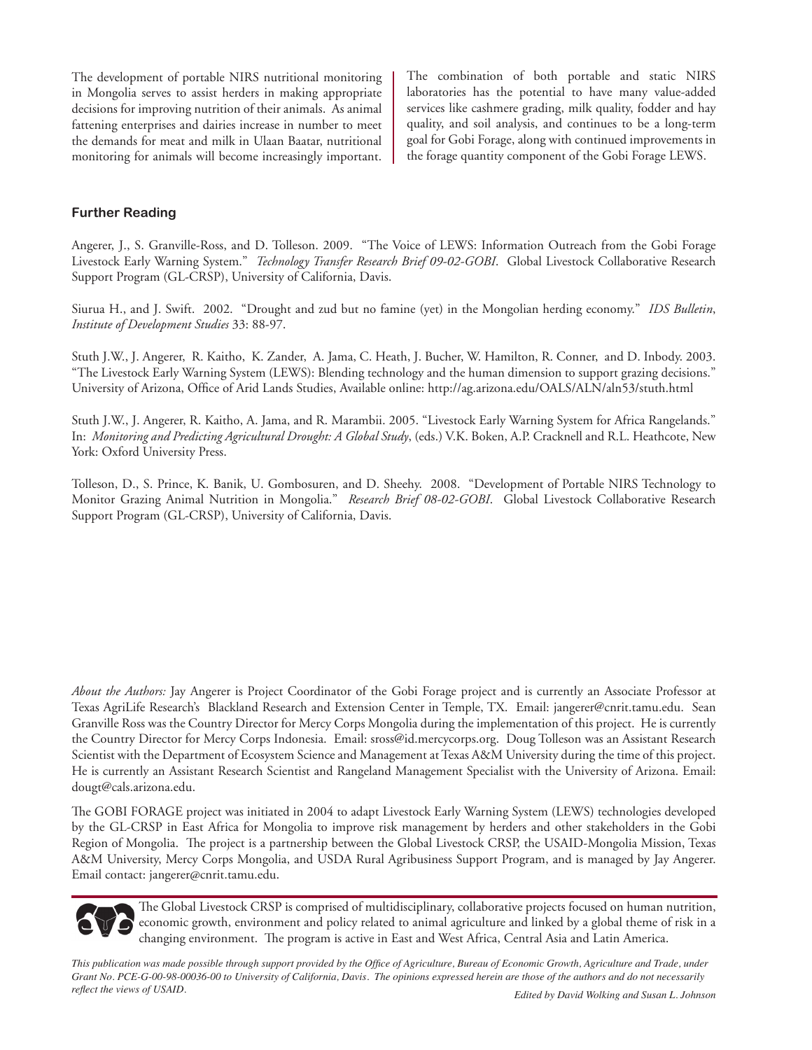The development of portable NIRS nutritional monitoring in Mongolia serves to assist herders in making appropriate decisions for improving nutrition of their animals. As animal fattening enterprises and dairies increase in number to meet the demands for meat and milk in Ulaan Baatar, nutritional monitoring for animals will become increasingly important.

The combination of both portable and static NIRS laboratories has the potential to have many value-added services like cashmere grading, milk quality, fodder and hay quality, and soil analysis, and continues to be a long-term goal for Gobi Forage, along with continued improvements in the forage quantity component of the Gobi Forage LEWS.

## Further Reading

Angerer, J., S. Granville-Ross, and D. Tolleson. 2009. "The Voice of LEWS: Information Outreach from the Gobi Forage Livestock Early Warning System." *Technology Transfer Research Brief 09-02-GOBI*. Global Livestock Collaborative Research Support Program (GL-CRSP), University of California, Davis.

Siurua H., and J. Swift. 2002. "Drought and zud but no famine (yet) in the Mongolian herding economy." *IDS Bulletin*, *Institute of Development Studies* 33: 88-97.

Stuth J.W., J. Angerer, R. Kaitho, K. Zander, A. Jama, C. Heath, J. Bucher, W. Hamilton, R. Conner, and D. Inbody. 2003. "The Livestock Early Warning System (LEWS): Blending technology and the human dimension to support grazing decisions." University of Arizona, Office of Arid Lands Studies, Available online: http://ag.arizona.edu/OALS/ALN/aln53/stuth.html

Stuth J.W., J. Angerer, R. Kaitho, A. Jama, and R. Marambii. 2005. "Livestock Early Warning System for Africa Rangelands." In: *Monitoring and Predicting Agricultural Drought: A Global Study*, (eds.) V.K. Boken, A.P. Cracknell and R.L. Heathcote, New York: Oxford University Press.

Tolleson, D., S. Prince, K. Banik, U. Gombosuren, and D. Sheehy. 2008. "Development of Portable NIRS Technology to Monitor Grazing Animal Nutrition in Mongolia." *Research Brief 08-02-GOBI*. Global Livestock Collaborative Research Support Program (GL-CRSP), University of California, Davis.

*About the Authors:* Jay Angerer is Project Coordinator of the Gobi Forage project and is currently an Associate Professor at Texas AgriLife Research's Blackland Research and Extension Center in Temple, TX. Email: jangerer@cnrit.tamu.edu. Sean Granville Ross was the Country Director for Mercy Corps Mongolia during the implementation of this project. He is currently the Country Director for Mercy Corps Indonesia. Email: sross@id.mercycorps.org. Doug Tolleson was an Assistant Research Scientist with the Department of Ecosystem Science and Management at Texas A&M University during the time of this project. He is currently an Assistant Research Scientist and Rangeland Management Specialist with the University of Arizona. Email: dougt@cals.arizona.edu.

The GOBI FORAGE project was initiated in 2004 to adapt Livestock Early Warning System (LEWS) technologies developed by the GL-CRSP in East Africa for Mongolia to improve risk management by herders and other stakeholders in the Gobi Region of Mongolia. The project is a partnership between the Global Livestock CRSP, the USAID-Mongolia Mission, Texas A&M University, Mercy Corps Mongolia, and USDA Rural Agribusiness Support Program, and is managed by Jay Angerer. Email contact: jangerer@cnrit.tamu.edu.

The Global Livestock CRSP is comprised of multidisciplinary, collaborative projects focused on human nutrition, economic growth, environment and policy related to animal agriculture and linked by a global theme of risk in a changing environment. The program is active in East and West Africa, Central Asia and Latin America.

*This publication was made possible through support provided by the Office of Agriculture, Bureau of Economic Growth, Agriculture and Trade, under Grant No. PCE-G-00-98-00036-00 to University of California, Davis. The opinions expressed herein are those of the authors and do not necessarily reflect the views of USAID.*

*Edited by David Wolking and Susan L. Johnson*